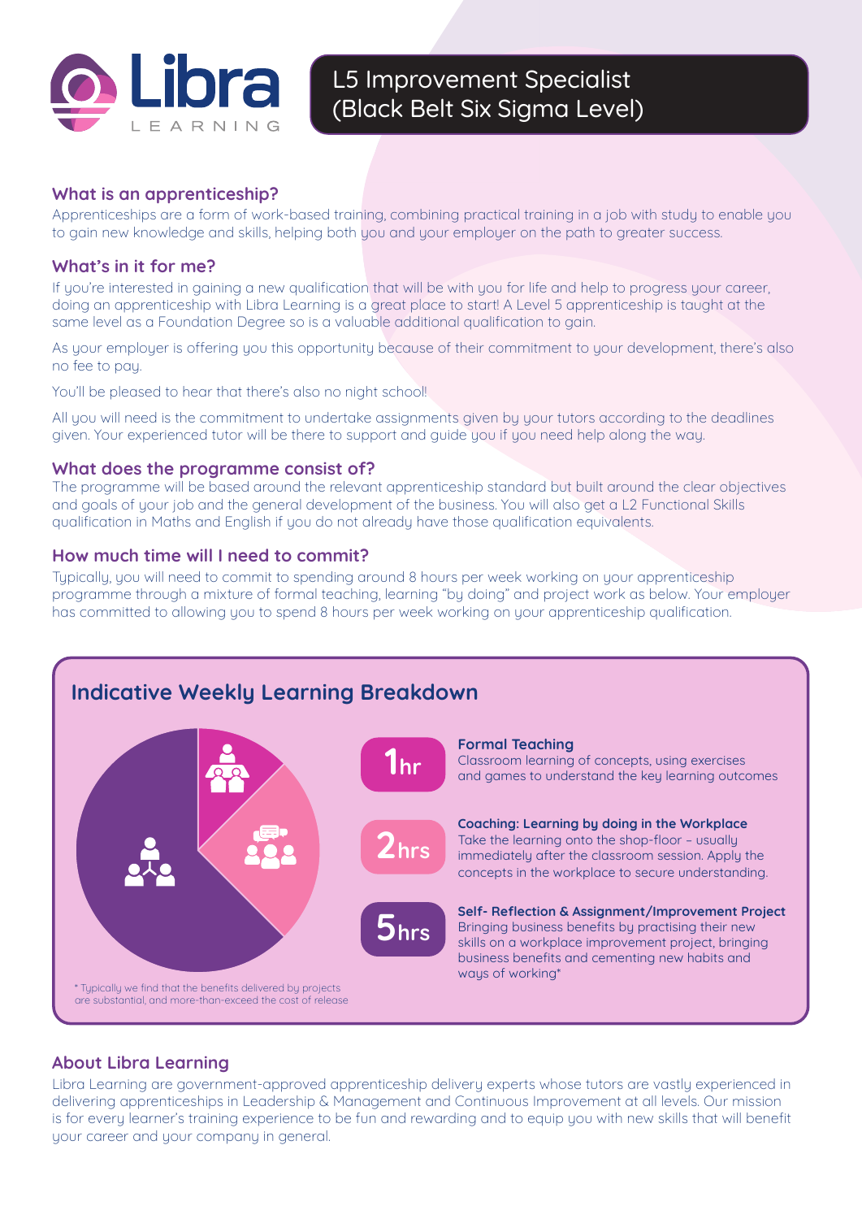Libra LEARNING

# L5 Improvement Specialist (Black Belt Six Sigma Level)

## What is an apprenticeship?

Apprenticeships are a form of work-based training, combining practical training in a job with study to enable you to gain new knowledge and skills, helping both you and your employer on the path to greater success.

## What's in it for me?

If you're interested in gaining a new qualification that will be with you for life and help to progress your career, doing an apprenticeship with Libra Learning is a great place to start! A Level 5 apprenticeship is taught at the same level as a Foundation Degree so is a valuable additional qualification to gain.

As your employer is offering you this opportunity because of their commitment to your development, there's also no fee to pay.

You'll be pleased to hear that there's also no night school!

All you will need is the commitment to undertake assignments given by your tutors according to the deadlines given. Your experienced tutor will be there to support and guide you if you need help along the way.

## What does the programme consist of?

The programme will be based around the relevant apprenticeship standard but built around the clear objectives and goals of your job and the general development of the business. You will also get a L2 Functional Skills qualification in Maths and English if you do not already have those qualification equivalents.

## How much time will I need to commit?

Typically, you will need to commit to spending around 8 hours per week working on your apprenticeship programme through a mixture of formal teaching, learning "by doing" and project work as below. Your employer has committed to allowing you to spend 8 hours per week working on your apprenticeship qualification.

## Indicative Weekly Learning Breakdown

**1hr** — **Formal Teaching**
Classroom learning of concepts, using exercises and games to understand the key learning outcomes

**2hrs** — **Coaching: Learning by doing in the Workplace**
Take the learning onto the shop-floor – usually immediately after the classroom session. Apply the concepts in the workplace to secure understanding.

**5hrs** — **Self- Reflection & Assignment/Improvement Project**
Bringing business benefits by practising their new skills on a workplace improvement project, bringing business benefits and cementing new habits and ways of working*

* Typically we find that the benefits delivered by projects are substantial, and more-than-exceed the cost of release

## About Libra Learning

Libra Learning are government-approved apprenticeship delivery experts whose tutors are vastly experienced in delivering apprenticeships in Leadership & Management and Continuous Improvement at all levels. Our mission is for every learner's training experience to be fun and rewarding and to equip you with new skills that will benefit your career and your company in general.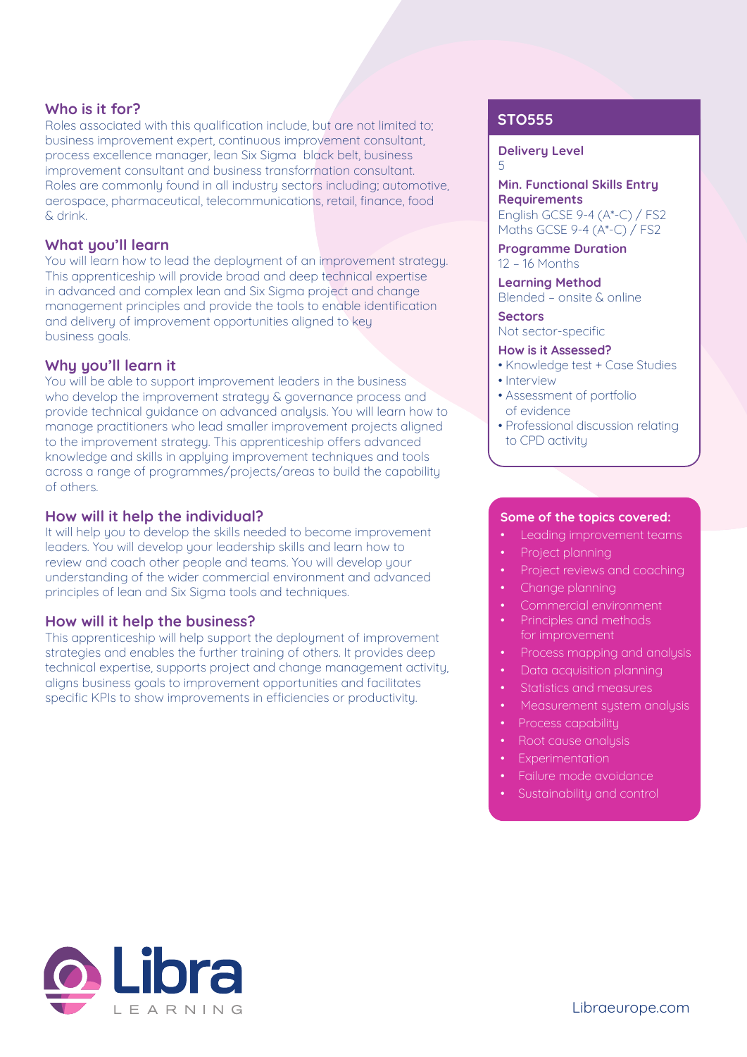## Who is it for?

Roles associated with this qualification include, but are not limited to; business improvement expert, continuous improvement consultant, process excellence manager, lean Six Sigma black belt, business improvement consultant and business transformation consultant. Roles are commonly found in all industry sectors including; automotive, aerospace, pharmaceutical, telecommunications, retail, finance, food & drink.

## What you'll learn

You will learn how to lead the deployment of an improvement strategy. This apprenticeship will provide broad and deep technical expertise in advanced and complex lean and Six Sigma project and change management principles and provide the tools to enable identification and delivery of improvement opportunities aligned to key business goals.

## Why you'll learn it

You will be able to support improvement leaders in the business who develop the improvement strategy & governance process and provide technical guidance on advanced analysis. You will learn how to manage practitioners who lead smaller improvement projects aligned to the improvement strategy. This apprenticeship offers advanced knowledge and skills in applying improvement techniques and tools across a range of programmes/projects/areas to build the capability of others.

## How will it help the individual?

It will help you to develop the skills needed to become improvement leaders. You will develop your leadership skills and learn how to review and coach other people and teams. You will develop your understanding of the wider commercial environment and advanced principles of lean and Six Sigma tools and techniques.

## How will it help the business?

This apprenticeship will help support the deployment of improvement strategies and enables the further training of others. It provides deep technical expertise, supports project and change management activity, aligns business goals to improvement opportunities and facilitates specific KPIs to show improvements in efficiencies or productivity.

## STO555

**Delivery Level**
5

**Min. Functional Skills Entry Requirements**
English GCSE 9-4 (A*-C) / FS2
Maths GCSE 9-4 (A*-C) / FS2

**Programme Duration**
12 – 16 Months

**Learning Method**
Blended – onsite & online

**Sectors**
Not sector-specific

**How is it Assessed?**
- Knowledge test + Case Studies
- Interview
- Assessment of portfolio of evidence
- Professional discussion relating to CPD activity

### Some of the topics covered:

- Leading improvement teams
- Project planning
- Project reviews and coaching
- Change planning
- Commercial environment
- Principles and methods for improvement
- Process mapping and analysis
- Data acquisition planning
- Statistics and measures
- Measurement system analysis
- Process capability
- Root cause analysis
- Experimentation
- Failure mode avoidance
- Sustainability and control

Libra LEARNING

Libraeurope.com